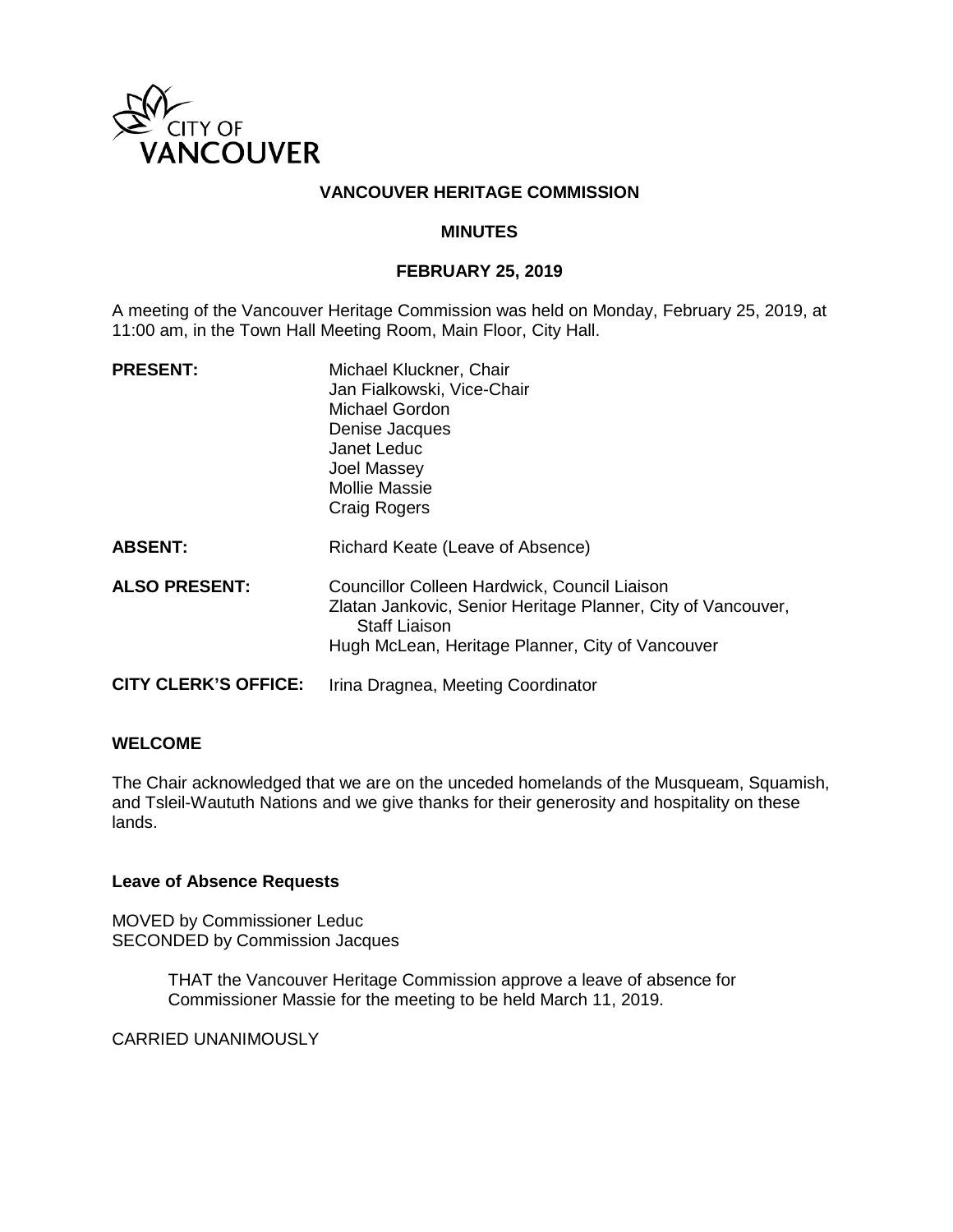CITY OF
VANCOUVER

# VANCOUVER HERITAGE COMMISSION

## MINUTES

### FEBRUARY 25, 2019

A meeting of the Vancouver Heritage Commission was held on Monday, February 25, 2019, at 11:00 am, in the Town Hall Meeting Room, Main Floor, City Hall.

| | |
|---|---|
| **PRESENT:** | Michael Kluckner, Chair<br>Jan Fialkowski, Vice-Chair<br>Michael Gordon<br>Denise Jacques<br>Janet Leduc<br>Joel Massey<br>Mollie Massie<br>Craig Rogers |
| **ABSENT:** | Richard Keate (Leave of Absence) |
| **ALSO PRESENT:** | Councillor Colleen Hardwick, Council Liaison<br>Zlatan Jankovic, Senior Heritage Planner, City of Vancouver, Staff Liaison<br>Hugh McLean, Heritage Planner, City of Vancouver |
| **CITY CLERK'S OFFICE:** | Irina Dragnea, Meeting Coordinator |

### WELCOME

The Chair acknowledged that we are on the unceded homelands of the Musqueam, Squamish, and Tsleil-Waututh Nations and we give thanks for their generosity and hospitality on these lands.

### Leave of Absence Requests

MOVED by Commissioner Leduc
SECONDED by Commission Jacques

> THAT the Vancouver Heritage Commission approve a leave of absence for Commissioner Massie for the meeting to be held March 11, 2019.

CARRIED UNANIMOUSLY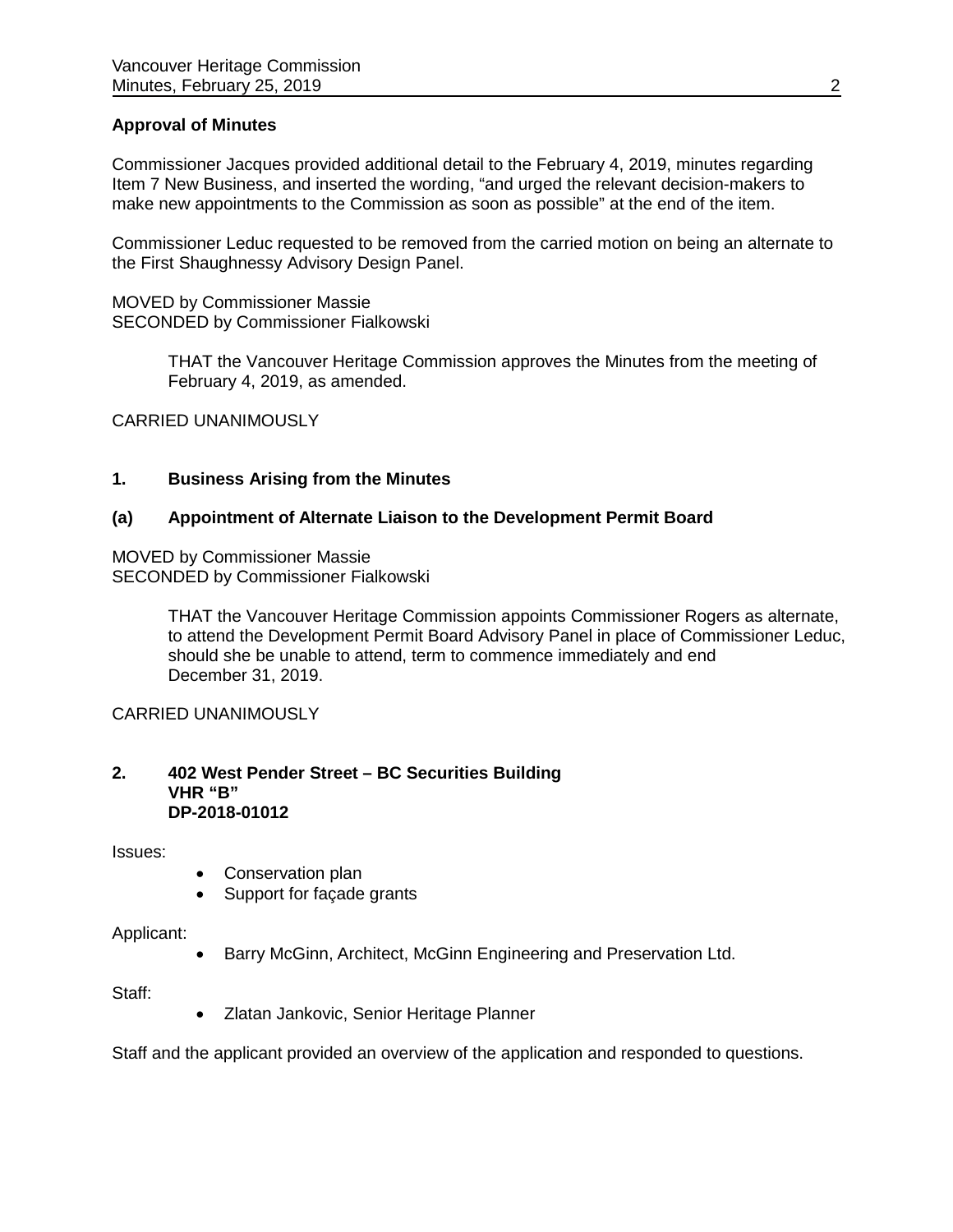**Approval of Minutes**

Commissioner Jacques provided additional detail to the February 4, 2019, minutes regarding Item 7 New Business, and inserted the wording, “and urged the relevant decision-makers to make new appointments to the Commission as soon as possible” at the end of the item.

Commissioner Leduc requested to be removed from the carried motion on being an alternate to the First Shaughnessy Advisory Design Panel.

MOVED by Commissioner Massie
SECONDED by Commissioner Fialkowski

> THAT the Vancouver Heritage Commission approves the Minutes from the meeting of February 4, 2019, as amended.

CARRIED UNANIMOUSLY

## 1. Business Arising from the Minutes

### (a) Appointment of Alternate Liaison to the Development Permit Board

MOVED by Commissioner Massie
SECONDED by Commissioner Fialkowski

> THAT the Vancouver Heritage Commission appoints Commissioner Rogers as alternate, to attend the Development Permit Board Advisory Panel in place of Commissioner Leduc, should she be unable to attend, term to commence immediately and end December 31, 2019.

CARRIED UNANIMOUSLY

## 2. 402 West Pender Street – BC Securities Building VHR “B” DP-2018-01012

Issues:

- Conservation plan
- Support for façade grants

Applicant:

- Barry McGinn, Architect, McGinn Engineering and Preservation Ltd.

Staff:

- Zlatan Jankovic, Senior Heritage Planner

Staff and the applicant provided an overview of the application and responded to questions.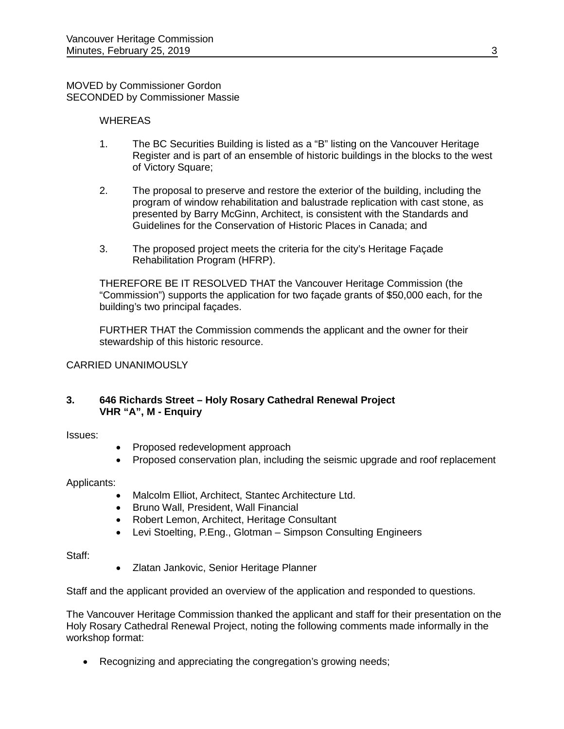MOVED by Commissioner Gordon
SECONDED by Commissioner Massie

WHEREAS

1. The BC Securities Building is listed as a "B" listing on the Vancouver Heritage Register and is part of an ensemble of historic buildings in the blocks to the west of Victory Square;

2. The proposal to preserve and restore the exterior of the building, including the program of window rehabilitation and balustrade replication with cast stone, as presented by Barry McGinn, Architect, is consistent with the Standards and Guidelines for the Conservation of Historic Places in Canada; and

3. The proposed project meets the criteria for the city's Heritage Façade Rehabilitation Program (HFRP).

THEREFORE BE IT RESOLVED THAT the Vancouver Heritage Commission (the "Commission") supports the application for two façade grants of $50,000 each, for the building's two principal façades.

FURTHER THAT the Commission commends the applicant and the owner for their stewardship of this historic resource.

CARRIED UNANIMOUSLY

### 3. 646 Richards Street – Holy Rosary Cathedral Renewal Project VHR "A", M - Enquiry

Issues:

- Proposed redevelopment approach
- Proposed conservation plan, including the seismic upgrade and roof replacement

Applicants:

- Malcolm Elliot, Architect, Stantec Architecture Ltd.
- Bruno Wall, President, Wall Financial
- Robert Lemon, Architect, Heritage Consultant
- Levi Stoelting, P.Eng., Glotman – Simpson Consulting Engineers

Staff:

- Zlatan Jankovic, Senior Heritage Planner

Staff and the applicant provided an overview of the application and responded to questions.

The Vancouver Heritage Commission thanked the applicant and staff for their presentation on the Holy Rosary Cathedral Renewal Project, noting the following comments made informally in the workshop format:

- Recognizing and appreciating the congregation's growing needs;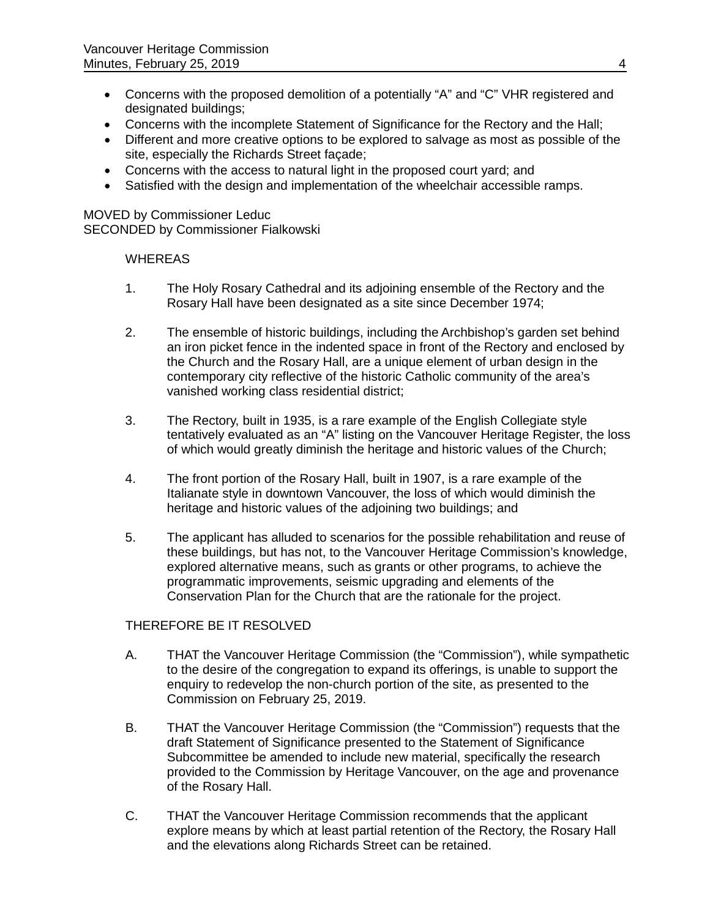- Concerns with the proposed demolition of a potentially "A" and "C" VHR registered and designated buildings;
- Concerns with the incomplete Statement of Significance for the Rectory and the Hall;
- Different and more creative options to be explored to salvage as most as possible of the site, especially the Richards Street façade;
- Concerns with the access to natural light in the proposed court yard; and
- Satisfied with the design and implementation of the wheelchair accessible ramps.

MOVED by Commissioner Leduc
SECONDED by Commissioner Fialkowski

WHEREAS

1. The Holy Rosary Cathedral and its adjoining ensemble of the Rectory and the Rosary Hall have been designated as a site since December 1974;

2. The ensemble of historic buildings, including the Archbishop's garden set behind an iron picket fence in the indented space in front of the Rectory and enclosed by the Church and the Rosary Hall, are a unique element of urban design in the contemporary city reflective of the historic Catholic community of the area's vanished working class residential district;

3. The Rectory, built in 1935, is a rare example of the English Collegiate style tentatively evaluated as an "A" listing on the Vancouver Heritage Register, the loss of which would greatly diminish the heritage and historic values of the Church;

4. The front portion of the Rosary Hall, built in 1907, is a rare example of the Italianate style in downtown Vancouver, the loss of which would diminish the heritage and historic values of the adjoining two buildings; and

5. The applicant has alluded to scenarios for the possible rehabilitation and reuse of these buildings, but has not, to the Vancouver Heritage Commission's knowledge, explored alternative means, such as grants or other programs, to achieve the programmatic improvements, seismic upgrading and elements of the Conservation Plan for the Church that are the rationale for the project.

THEREFORE BE IT RESOLVED

A. THAT the Vancouver Heritage Commission (the "Commission"), while sympathetic to the desire of the congregation to expand its offerings, is unable to support the enquiry to redevelop the non-church portion of the site, as presented to the Commission on February 25, 2019.

B. THAT the Vancouver Heritage Commission (the "Commission") requests that the draft Statement of Significance presented to the Statement of Significance Subcommittee be amended to include new material, specifically the research provided to the Commission by Heritage Vancouver, on the age and provenance of the Rosary Hall.

C. THAT the Vancouver Heritage Commission recommends that the applicant explore means by which at least partial retention of the Rectory, the Rosary Hall and the elevations along Richards Street can be retained.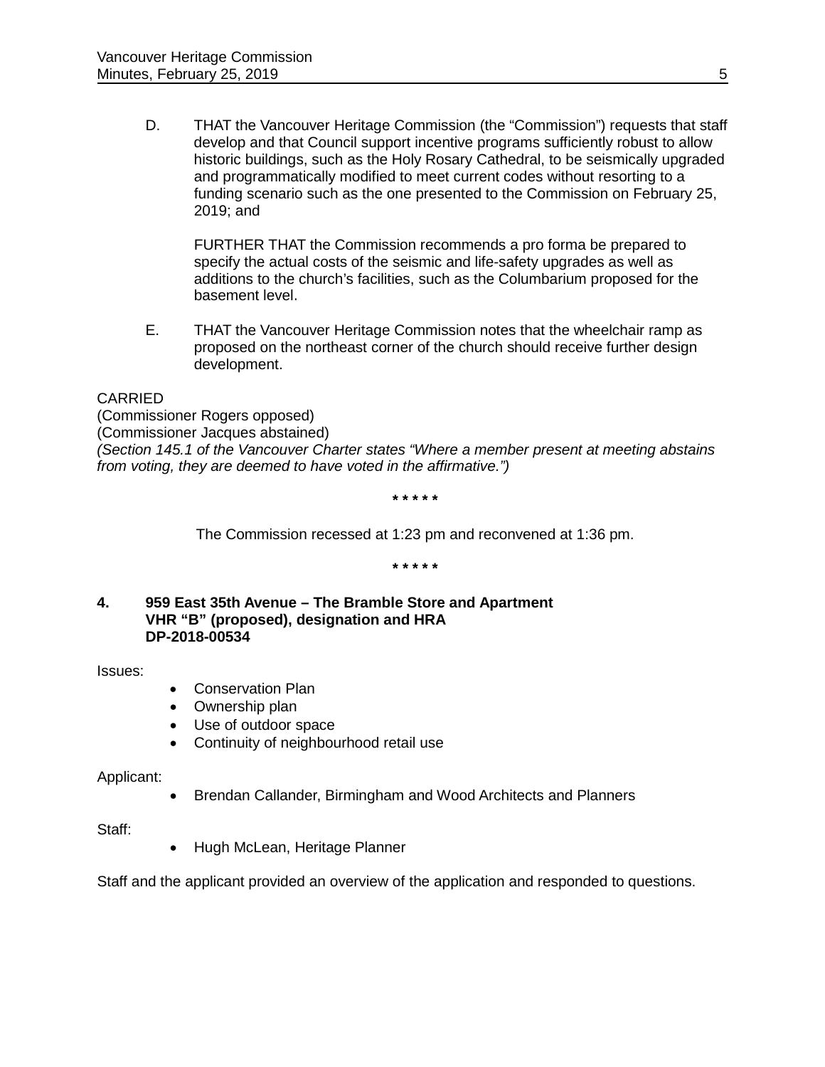D. THAT the Vancouver Heritage Commission (the “Commission”) requests that staff develop and that Council support incentive programs sufficiently robust to allow historic buildings, such as the Holy Rosary Cathedral, to be seismically upgraded and programmatically modified to meet current codes without resorting to a funding scenario such as the one presented to the Commission on February 25, 2019; and

FURTHER THAT the Commission recommends a pro forma be prepared to specify the actual costs of the seismic and life-safety upgrades as well as additions to the church’s facilities, such as the Columbarium proposed for the basement level.

E. THAT the Vancouver Heritage Commission notes that the wheelchair ramp as proposed on the northeast corner of the church should receive further design development.

CARRIED
(Commissioner Rogers opposed)
(Commissioner Jacques abstained)
*(Section 145.1 of the Vancouver Charter states “Where a member present at meeting abstains from voting, they are deemed to have voted in the affirmative.”)*

\* \* \* \* \*

The Commission recessed at 1:23 pm and reconvened at 1:36 pm.

\* \* \* \* \*

**4. 959 East 35th Avenue – The Bramble Store and Apartment
VHR “B” (proposed), designation and HRA
DP-2018-00534**

Issues:

- Conservation Plan
- Ownership plan
- Use of outdoor space
- Continuity of neighbourhood retail use

Applicant:

- Brendan Callander, Birmingham and Wood Architects and Planners

Staff:

- Hugh McLean, Heritage Planner

Staff and the applicant provided an overview of the application and responded to questions.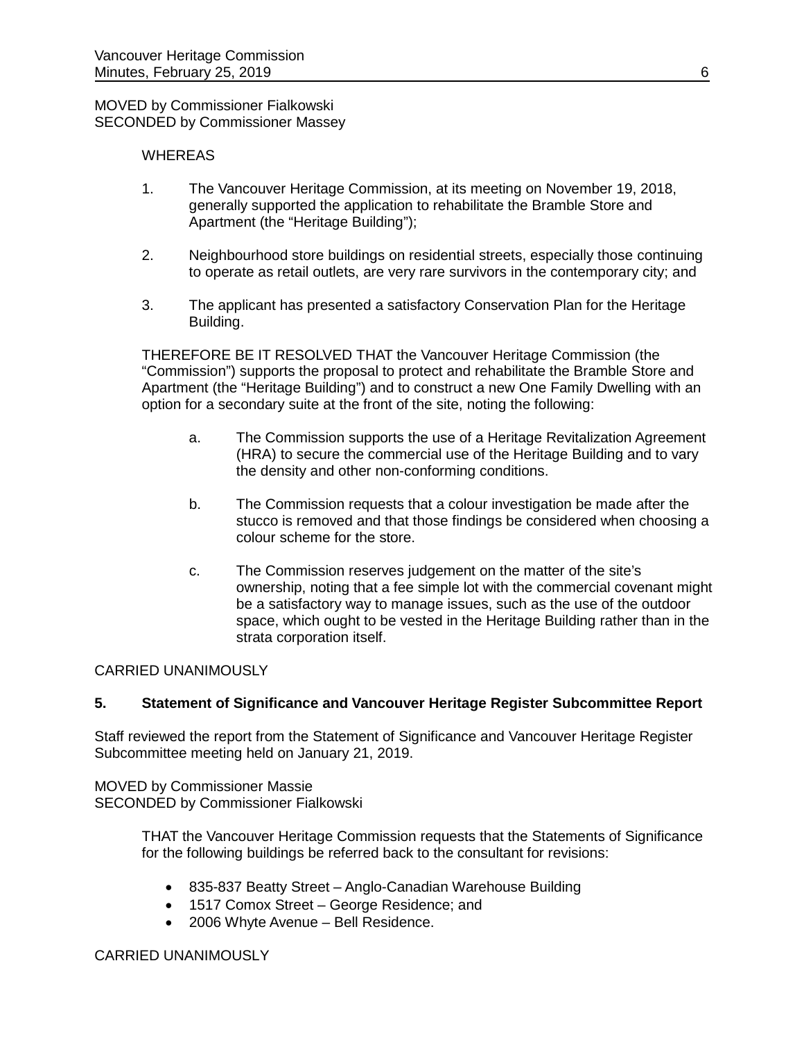MOVED by Commissioner Fialkowski
SECONDED by Commissioner Massey

WHEREAS

1. The Vancouver Heritage Commission, at its meeting on November 19, 2018, generally supported the application to rehabilitate the Bramble Store and Apartment (the "Heritage Building");

2. Neighbourhood store buildings on residential streets, especially those continuing to operate as retail outlets, are very rare survivors in the contemporary city; and

3. The applicant has presented a satisfactory Conservation Plan for the Heritage Building.

THEREFORE BE IT RESOLVED THAT the Vancouver Heritage Commission (the "Commission") supports the proposal to protect and rehabilitate the Bramble Store and Apartment (the "Heritage Building") and to construct a new One Family Dwelling with an option for a secondary suite at the front of the site, noting the following:

a. The Commission supports the use of a Heritage Revitalization Agreement (HRA) to secure the commercial use of the Heritage Building and to vary the density and other non-conforming conditions.

b. The Commission requests that a colour investigation be made after the stucco is removed and that those findings be considered when choosing a colour scheme for the store.

c. The Commission reserves judgement on the matter of the site's ownership, noting that a fee simple lot with the commercial covenant might be a satisfactory way to manage issues, such as the use of the outdoor space, which ought to be vested in the Heritage Building rather than in the strata corporation itself.

CARRIED UNANIMOUSLY

**5. Statement of Significance and Vancouver Heritage Register Subcommittee Report**

Staff reviewed the report from the Statement of Significance and Vancouver Heritage Register Subcommittee meeting held on January 21, 2019.

MOVED by Commissioner Massie
SECONDED by Commissioner Fialkowski

THAT the Vancouver Heritage Commission requests that the Statements of Significance for the following buildings be referred back to the consultant for revisions:

- 835-837 Beatty Street – Anglo-Canadian Warehouse Building
- 1517 Comox Street – George Residence; and
- 2006 Whyte Avenue – Bell Residence.

CARRIED UNANIMOUSLY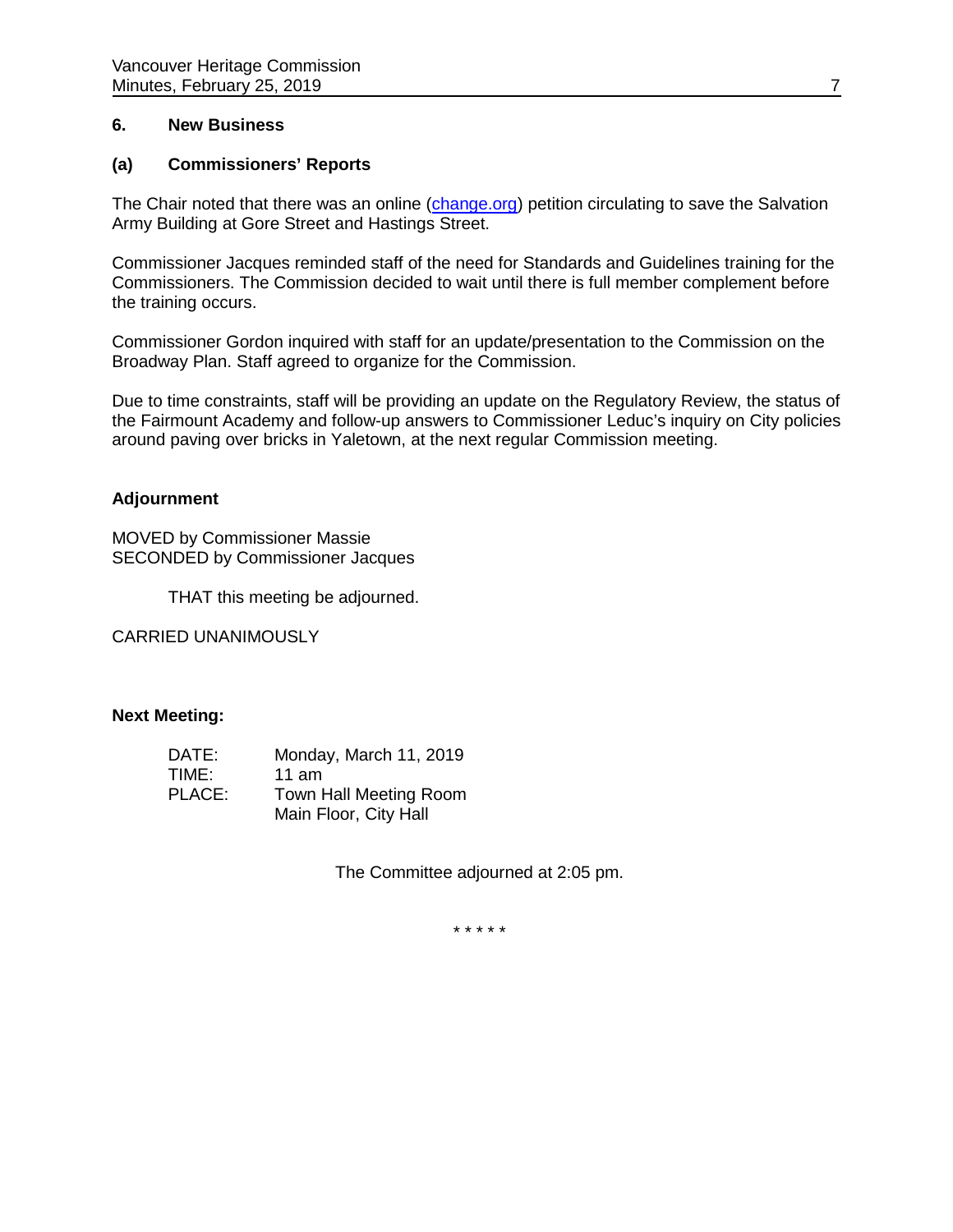## 6. New Business

### (a) Commissioners' Reports

The Chair noted that there was an online (change.org) petition circulating to save the Salvation Army Building at Gore Street and Hastings Street.

Commissioner Jacques reminded staff of the need for Standards and Guidelines training for the Commissioners. The Commission decided to wait until there is full member complement before the training occurs.

Commissioner Gordon inquired with staff for an update/presentation to the Commission on the Broadway Plan. Staff agreed to organize for the Commission.

Due to time constraints, staff will be providing an update on the Regulatory Review, the status of the Fairmount Academy and follow-up answers to Commissioner Leduc's inquiry on City policies around paving over bricks in Yaletown, at the next regular Commission meeting.

### Adjournment

MOVED by Commissioner Massie
SECONDED by Commissioner Jacques

> THAT this meeting be adjourned.

CARRIED UNANIMOUSLY

### Next Meeting:

| | |
|---|---|
| DATE: | Monday, March 11, 2019 |
| TIME: | 11 am |
| PLACE: | Town Hall Meeting Room<br>Main Floor, City Hall |

The Committee adjourned at 2:05 pm.

\* \* \* \* \*